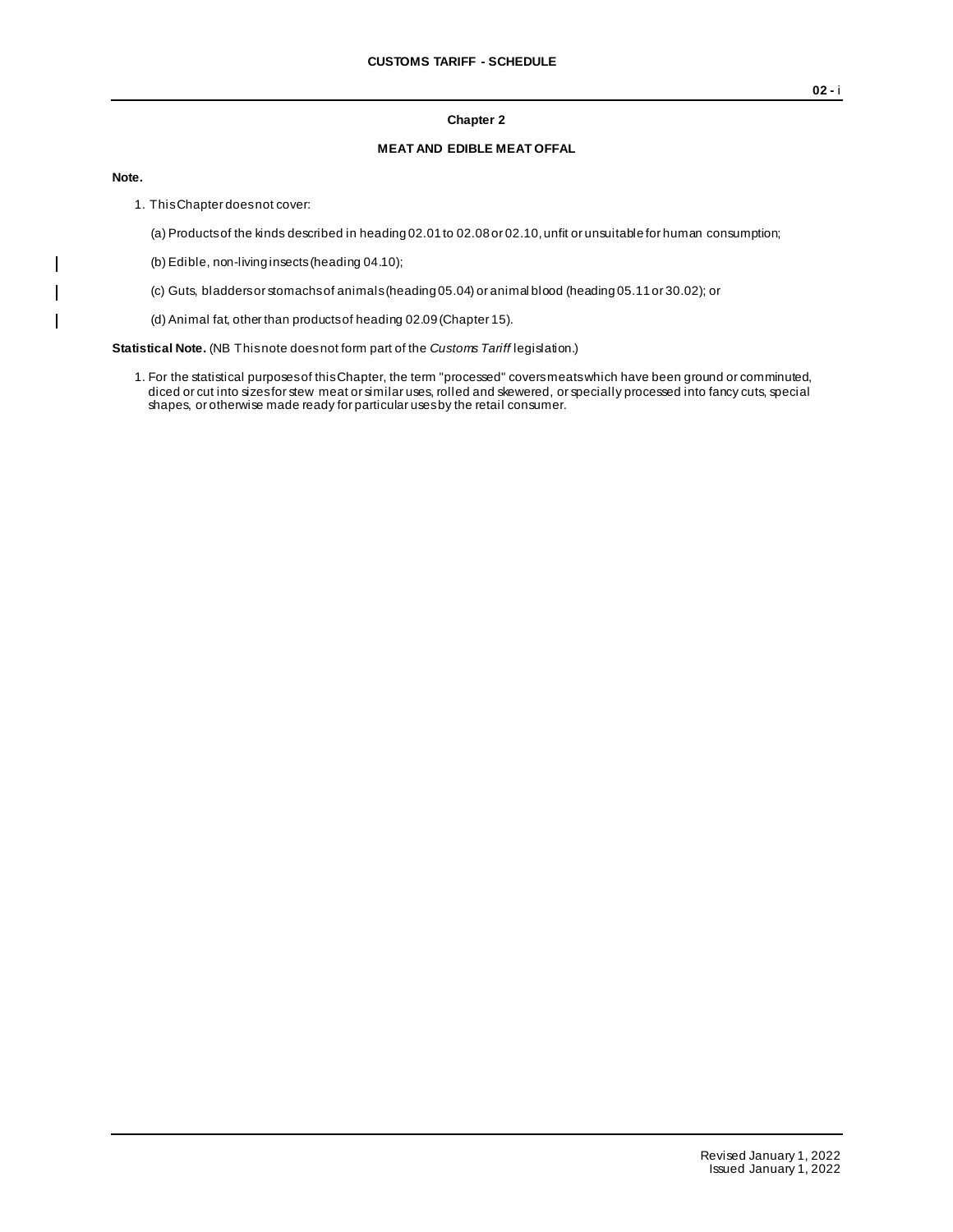## Chapter 2

## MEAT AND EDIBLE MEAT OFFAL

**Note.**

1. This Chapter does not cover:

   (a) Products of the kinds described in heading 02.01 to 02.08 or 02.10, unfit or unsuitable for human consumption;

   (b) Edible, non-living insects (heading 04.10);

   (c) Guts, bladders or stomachs of animals (heading 05.04) or animal blood (heading 05.11 or 30.02); or

   (d) Animal fat, other than products of heading 02.09 (Chapter 15).

**Statistical Note.** (NB This note does not form part of the *Customs Tariff* legislation.)

1. For the statistical purposes of this Chapter, the term "processed" covers meats which have been ground or comminuted, diced or cut into sizes for stew meat or similar uses, rolled and skewered, or specially processed into fancy cuts, special shapes, or otherwise made ready for particular uses by the retail consumer.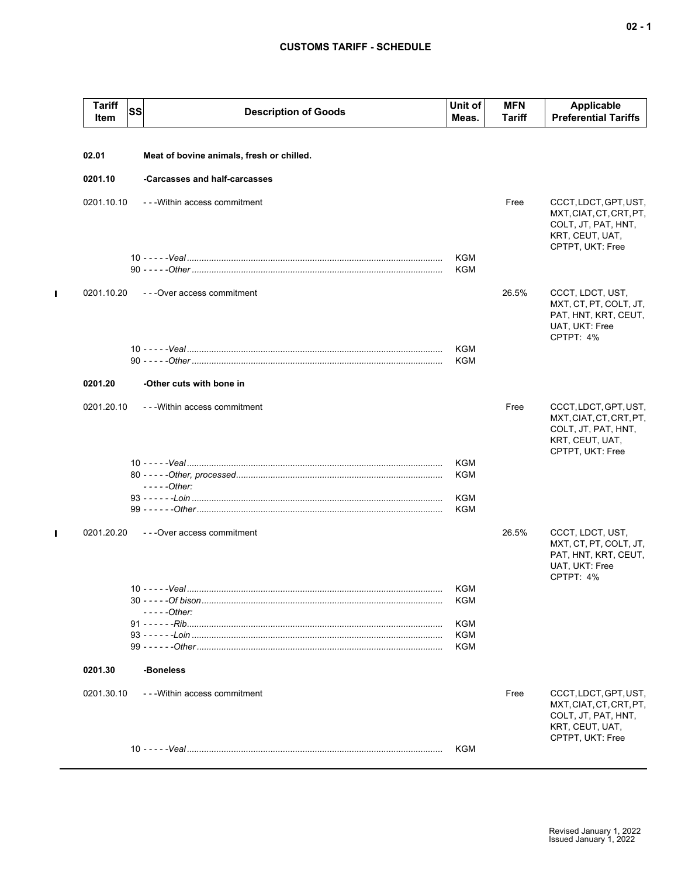## CUSTOMS TARIFF - SCHEDULE

| Tariff Item | SS | Description of Goods | Unit of Meas. | MFN Tariff | Applicable Preferential Tariffs |
|---|---|---|---|---|---|
| **02.01** | | **Meat of bovine animals, fresh or chilled.** | | | |
| **0201.10** | | **-Carcasses and half-carcasses** | | | |
| 0201.10.10 | | - - -Within access commitment | | Free | CCCT, LDCT, GPT, UST, MXT, CIAT, CT, CRT, PT, COLT, JT, PAT, HNT, KRT, CEUT, UAT, CPTPT, UKT: Free |
| | 10 | - - - - -*Veal* | KGM | | |
| | 90 | - - - - -*Other* | KGM | | |
| 0201.10.20 | | - - -Over access commitment | | 26.5% | CCCT, LDCT, UST, MXT, CT, PT, COLT, JT, PAT, HNT, KRT, CEUT, UAT, UKT: Free<br>CPTPT: 4% |
| | 10 | - - - - -*Veal* | KGM | | |
| | 90 | - - - - -*Other* | KGM | | |
| **0201.20** | | **-Other cuts with bone in** | | | |
| 0201.20.10 | | - - -Within access commitment | | Free | CCCT, LDCT, GPT, UST, MXT, CIAT, CT, CRT, PT, COLT, JT, PAT, HNT, KRT, CEUT, UAT, CPTPT, UKT: Free |
| | 10 | - - - - -*Veal* | KGM | | |
| | 80 | - - - - -*Other, processed* | KGM | | |
| | | - - - - -*Other:* | | | |
| | 93 | - - - - - -*Loin* | KGM | | |
| | 99 | - - - - - -*Other* | KGM | | |
| 0201.20.20 | | - - -Over access commitment | | 26.5% | CCCT, LDCT, UST, MXT, CT, PT, COLT, JT, PAT, HNT, KRT, CEUT, UAT, UKT: Free<br>CPTPT: 4% |
| | 10 | - - - - -*Veal* | KGM | | |
| | 30 | - - - - -*Of bison* | KGM | | |
| | | - - - - -*Other:* | | | |
| | 91 | - - - - - -*Rib* | KGM | | |
| | 93 | - - - - - -*Loin* | KGM | | |
| | 99 | - - - - - -*Other* | KGM | | |
| **0201.30** | | **-Boneless** | | | |
| 0201.30.10 | | - - -Within access commitment | | Free | CCCT, LDCT, GPT, UST, MXT, CIAT, CT, CRT, PT, COLT, JT, PAT, HNT, KRT, CEUT, UAT, CPTPT, UKT: Free |
| | 10 | - - - - -*Veal* | KGM | | |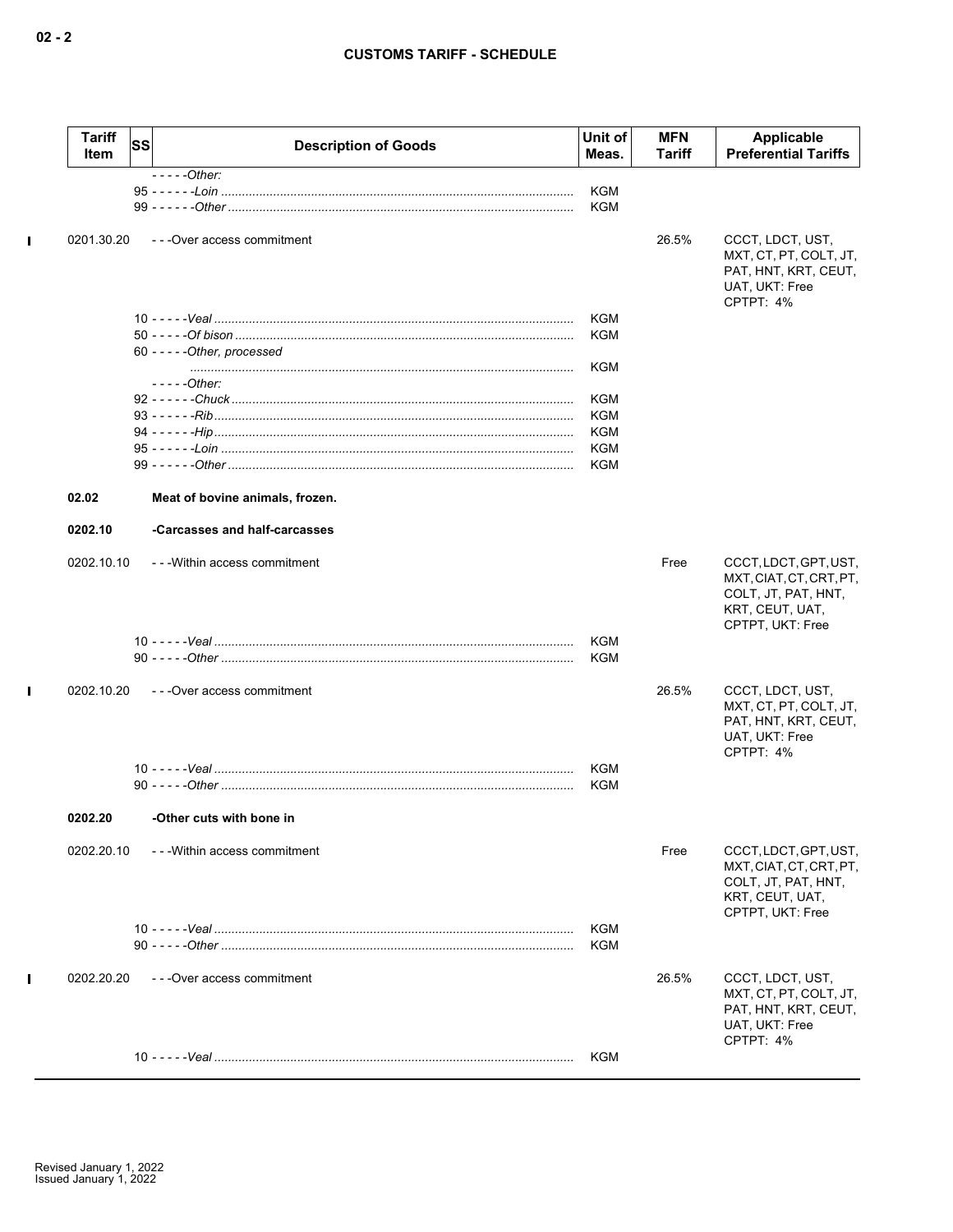| Tariff Item | SS | Description of Goods | Unit of Meas. | MFN Tariff | Applicable Preferential Tariffs |
|---|---|---|---|---|---|
| | | - - - - -*Other:* | | | |
| | 95 | - - - - - -*Loin* | KGM | | |
| | 99 | - - - - - -*Other* | KGM | | |
| 0201.30.20 | | - - -Over access commitment | | 26.5% | CCCT, LDCT, UST, MXT, CT, PT, COLT, JT, PAT, HNT, KRT, CEUT, UAT, UKT: Free<br>CPTPT: 4% |
| | 10 | - - - - -*Veal* | KGM | | |
| | 50 | - - - - -*Of bison* | KGM | | |
| | 60 | - - - - -*Other, processed* | KGM | | |
| | | - - - - -*Other:* | | | |
| | 92 | - - - - - -*Chuck* | KGM | | |
| | 93 | - - - - - -*Rib* | KGM | | |
| | 94 | - - - - - -*Hip* | KGM | | |
| | 95 | - - - - - -*Loin* | KGM | | |
| | 99 | - - - - - -*Other* | KGM | | |
| **02.02** | | **Meat of bovine animals, frozen.** | | | |
| **0202.10** | | **-Carcasses and half-carcasses** | | | |
| 0202.10.10 | | - - -Within access commitment | | Free | CCCT, LDCT, GPT, UST, MXT, CIAT, CT, CRT, PT, COLT, JT, PAT, HNT, KRT, CEUT, UAT, CPTPT, UKT: Free |
| | 10 | - - - - -*Veal* | KGM | | |
| | 90 | - - - - -*Other* | KGM | | |
| 0202.10.20 | | - - -Over access commitment | | 26.5% | CCCT, LDCT, UST, MXT, CT, PT, COLT, JT, PAT, HNT, KRT, CEUT, UAT, UKT: Free<br>CPTPT: 4% |
| | 10 | - - - - -*Veal* | KGM | | |
| | 90 | - - - - -*Other* | KGM | | |
| **0202.20** | | **-Other cuts with bone in** | | | |
| 0202.20.10 | | - - -Within access commitment | | Free | CCCT, LDCT, GPT, UST, MXT, CIAT, CT, CRT, PT, COLT, JT, PAT, HNT, KRT, CEUT, UAT, CPTPT, UKT: Free |
| | 10 | - - - - -*Veal* | KGM | | |
| | 90 | - - - - -*Other* | KGM | | |
| 0202.20.20 | | - - -Over access commitment | | 26.5% | CCCT, LDCT, UST, MXT, CT, PT, COLT, JT, PAT, HNT, KRT, CEUT, UAT, UKT: Free<br>CPTPT: 4% |
| | 10 | - - - - -*Veal* | KGM | | |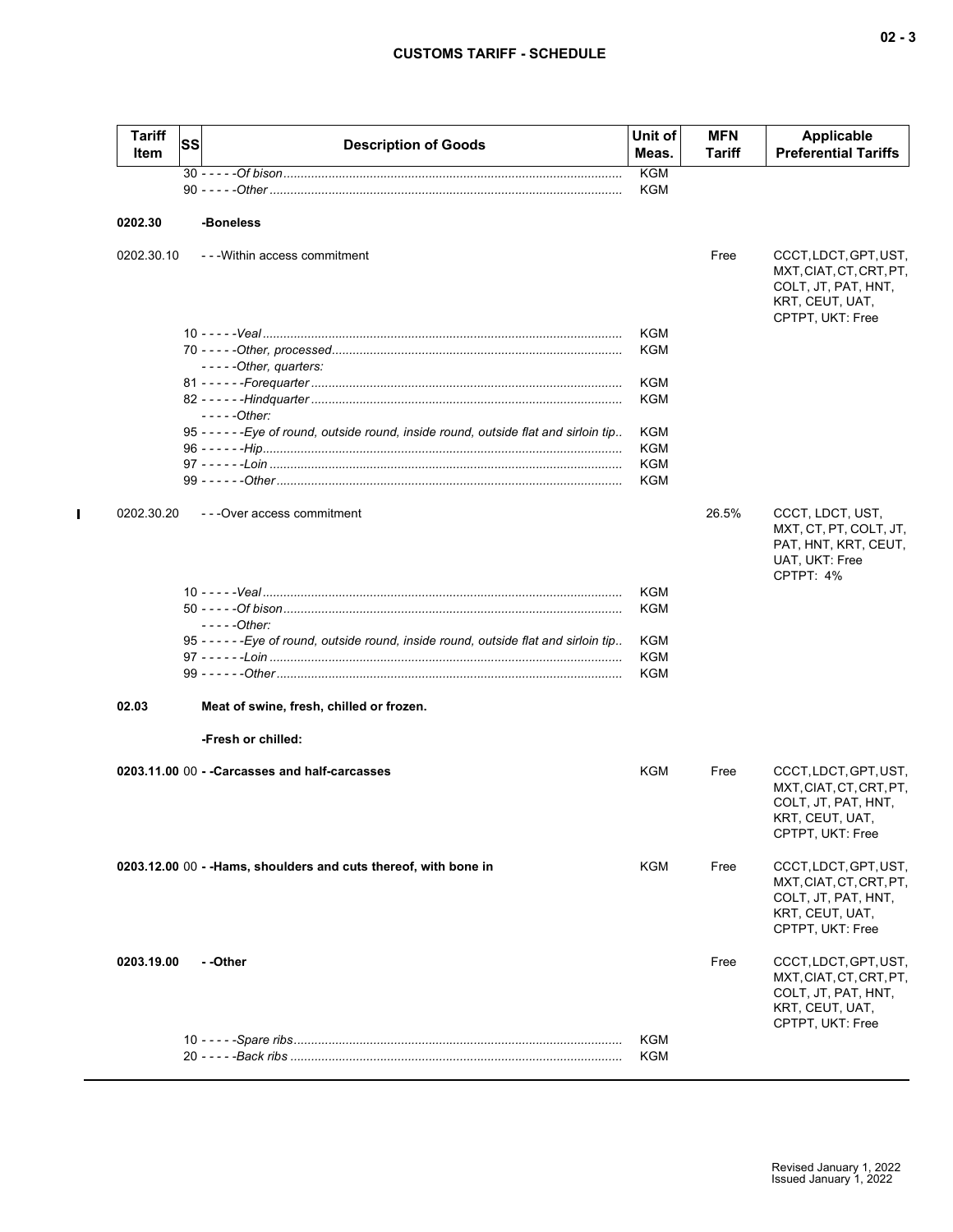| Tariff Item | SS | Description of Goods | Unit of Meas. | MFN Tariff | Applicable Preferential Tariffs |
|---|---|---|---|---|---|
| | | 30 - - - - -*Of bison* | KGM | | |
| | | 90 - - - - -*Other* | KGM | | |
| **0202.30** | | **-Boneless** | | | |
| 0202.30.10 | | - - -Within access commitment | | Free | CCCT, LDCT, GPT, UST, MXT, CIAT, CT, CRT, PT, COLT, JT, PAT, HNT, KRT, CEUT, UAT, CPTPT, UKT: Free |
| | | 10 - - - - -*Veal* | KGM | | |
| | | 70 - - - - -*Other, processed* | KGM | | |
| | | - - - - -*Other, quarters:* | | | |
| | | 81 - - - - - -*Forequarter* | KGM | | |
| | | 82 - - - - - -*Hindquarter* | KGM | | |
| | | - - - - -*Other:* | | | |
| | | 95 - - - - - -*Eye of round, outside round, inside round, outside flat and sirloin tip* | KGM | | |
| | | 96 - - - - - -*Hip* | KGM | | |
| | | 97 - - - - - -*Loin* | KGM | | |
| | | 99 - - - - - -*Other* | KGM | | |
| 0202.30.20 | | - - -Over access commitment | | 26.5% | CCCT, LDCT, UST, MXT, CT, PT, COLT, JT, PAT, HNT, KRT, CEUT, UAT, UKT: Free<br>CPTPT: 4% |
| | | 10 - - - - -*Veal* | KGM | | |
| | | 50 - - - - -*Of bison* | KGM | | |
| | | - - - - -*Other:* | | | |
| | | 95 - - - - - -*Eye of round, outside round, inside round, outside flat and sirloin tip* | KGM | | |
| | | 97 - - - - - -*Loin* | KGM | | |
| | | 99 - - - - - -*Other* | KGM | | |
| **02.03** | | **Meat of swine, fresh, chilled or frozen.** | | | |
| | | **-Fresh or chilled:** | | | |
| **0203.11.00** | 00 | **- -Carcasses and half-carcasses** | KGM | Free | CCCT, LDCT, GPT, UST, MXT, CIAT, CT, CRT, PT, COLT, JT, PAT, HNT, KRT, CEUT, UAT, CPTPT, UKT: Free |
| **0203.12.00** | 00 | **- -Hams, shoulders and cuts thereof, with bone in** | KGM | Free | CCCT, LDCT, GPT, UST, MXT, CIAT, CT, CRT, PT, COLT, JT, PAT, HNT, KRT, CEUT, UAT, CPTPT, UKT: Free |
| **0203.19.00** | | **- -Other** | | Free | CCCT, LDCT, GPT, UST, MXT, CIAT, CT, CRT, PT, COLT, JT, PAT, HNT, KRT, CEUT, UAT, CPTPT, UKT: Free |
| | | 10 - - - - -*Spare ribs* | KGM | | |
| | | 20 - - - - -*Back ribs* | KGM | | |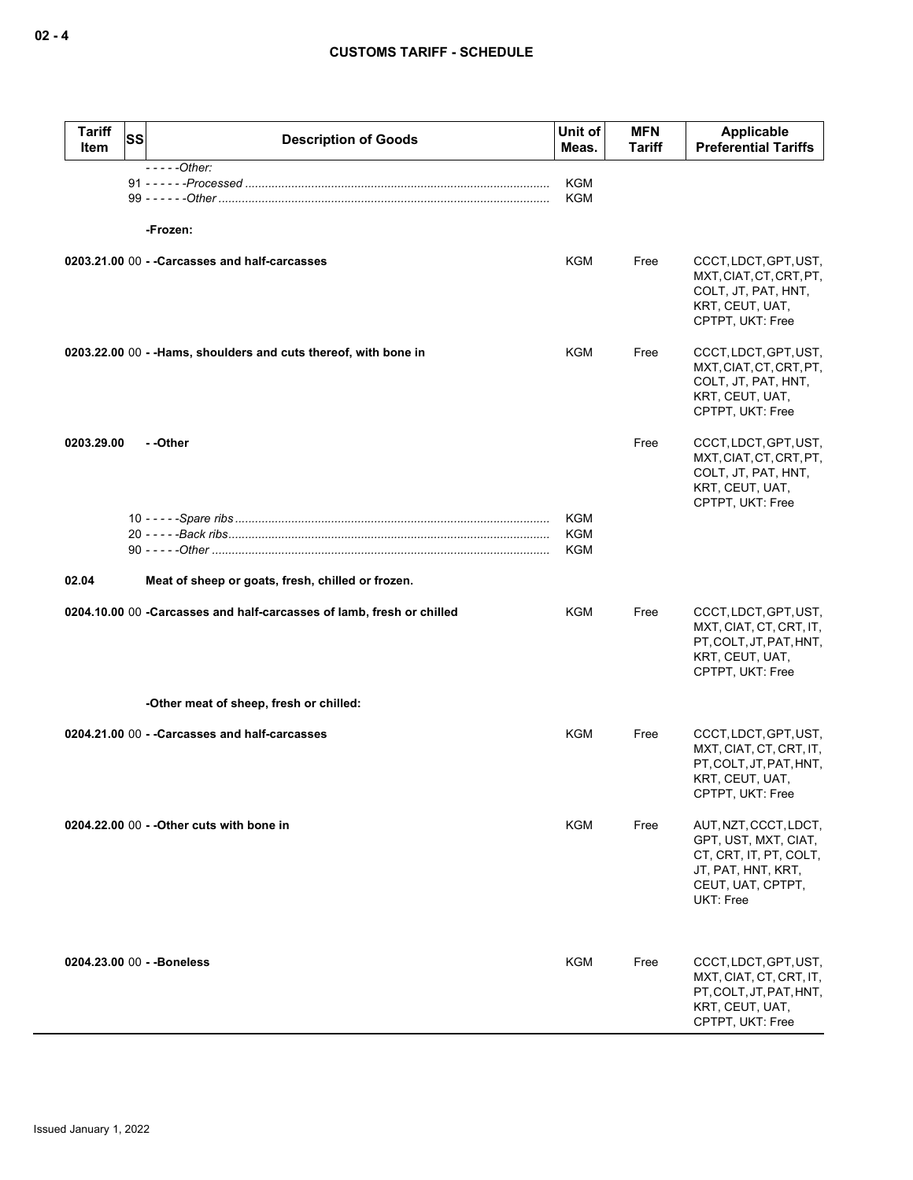| Tariff Item | SS | Description of Goods | Unit of Meas. | MFN Tariff | Applicable Preferential Tariffs |
|---|---|---|---|---|---|
| | | - - - - -*Other:* | | | |
| | 91 | - - - - - -*Processed* | KGM | | |
| | 99 | - - - - - -*Other* | KGM | | |
| | | **-Frozen:** | | | |
| **0203.21.00** | 00 | **- -Carcasses and half-carcasses** | KGM | Free | CCCT, LDCT, GPT, UST, MXT, CIAT, CT, CRT, PT, COLT, JT, PAT, HNT, KRT, CEUT, UAT, CPTPT, UKT: Free |
| **0203.22.00** | 00 | **- -Hams, shoulders and cuts thereof, with bone in** | KGM | Free | CCCT, LDCT, GPT, UST, MXT, CIAT, CT, CRT, PT, COLT, JT, PAT, HNT, KRT, CEUT, UAT, CPTPT, UKT: Free |
| **0203.29.00** | | **- -Other** | | Free | CCCT, LDCT, GPT, UST, MXT, CIAT, CT, CRT, PT, COLT, JT, PAT, HNT, KRT, CEUT, UAT, CPTPT, UKT: Free |
| | 10 | - - - - -*Spare ribs* | KGM | | |
| | 20 | - - - - -*Back ribs* | KGM | | |
| | 90 | - - - - -*Other* | KGM | | |
| **02.04** | | **Meat of sheep or goats, fresh, chilled or frozen.** | | | |
| **0204.10.00** | 00 | **-Carcasses and half-carcasses of lamb, fresh or chilled** | KGM | Free | CCCT, LDCT, GPT, UST, MXT, CIAT, CT, CRT, IT, PT, COLT, JT, PAT, HNT, KRT, CEUT, UAT, CPTPT, UKT: Free |
| | | **-Other meat of sheep, fresh or chilled:** | | | |
| **0204.21.00** | 00 | **- -Carcasses and half-carcasses** | KGM | Free | CCCT, LDCT, GPT, UST, MXT, CIAT, CT, CRT, IT, PT, COLT, JT, PAT, HNT, KRT, CEUT, UAT, CPTPT, UKT: Free |
| **0204.22.00** | 00 | **- -Other cuts with bone in** | KGM | Free | AUT, NZT, CCCT, LDCT, GPT, UST, MXT, CIAT, CT, CRT, IT, PT, COLT, JT, PAT, HNT, KRT, CEUT, UAT, CPTPT, UKT: Free |
| **0204.23.00** | 00 | **- -Boneless** | KGM | Free | CCCT, LDCT, GPT, UST, MXT, CIAT, CT, CRT, IT, PT, COLT, JT, PAT, HNT, KRT, CEUT, UAT, CPTPT, UKT: Free |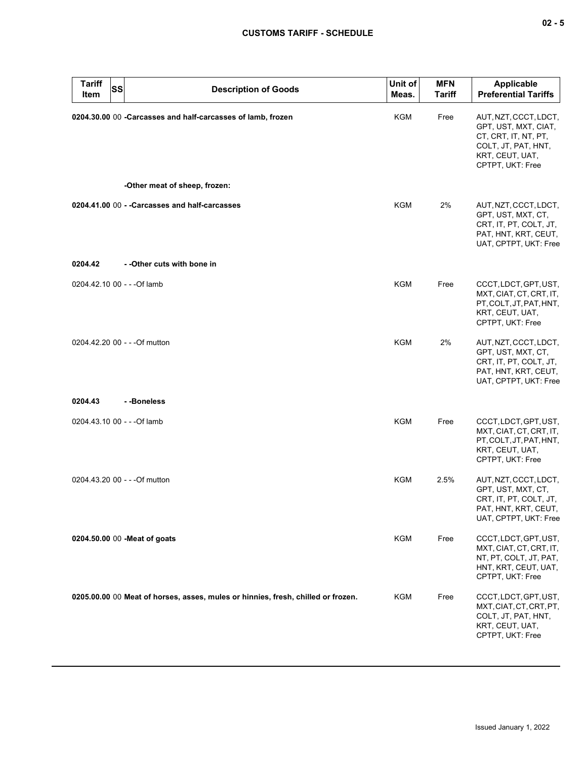| Tariff Item | SS | Description of Goods | Unit of Meas. | MFN Tariff | Applicable Preferential Tariffs |
|---|---|---|---|---|---|
| **0204.30.00** | 00 | **-Carcasses and half-carcasses of lamb, frozen** | KGM | Free | AUT, NZT, CCCT, LDCT, GPT, UST, MXT, CIAT, CT, CRT, IT, NT, PT, COLT, JT, PAT, HNT, KRT, CEUT, UAT, CPTPT, UKT: Free |
| | | **-Other meat of sheep, frozen:** | | | |
| **0204.41.00** | 00 | **- -Carcasses and half-carcasses** | KGM | 2% | AUT, NZT, CCCT, LDCT, GPT, UST, MXT, CT, CRT, IT, PT, COLT, JT, PAT, HNT, KRT, CEUT, UAT, CPTPT, UKT: Free |
| **0204.42** | | **- -Other cuts with bone in** | | | |
| 0204.42.10 | 00 | - - -Of lamb | KGM | Free | CCCT, LDCT, GPT, UST, MXT, CIAT, CT, CRT, IT, PT, COLT, JT, PAT, HNT, KRT, CEUT, UAT, CPTPT, UKT: Free |
| 0204.42.20 | 00 | - - -Of mutton | KGM | 2% | AUT, NZT, CCCT, LDCT, GPT, UST, MXT, CT, CRT, IT, PT, COLT, JT, PAT, HNT, KRT, CEUT, UAT, CPTPT, UKT: Free |
| **0204.43** | | **- -Boneless** | | | |
| 0204.43.10 | 00 | - - -Of lamb | KGM | Free | CCCT, LDCT, GPT, UST, MXT, CIAT, CT, CRT, IT, PT, COLT, JT, PAT, HNT, KRT, CEUT, UAT, CPTPT, UKT: Free |
| 0204.43.20 | 00 | - - -Of mutton | KGM | 2.5% | AUT, NZT, CCCT, LDCT, GPT, UST, MXT, CT, CRT, IT, PT, COLT, JT, PAT, HNT, KRT, CEUT, UAT, CPTPT, UKT: Free |
| **0204.50.00** | 00 | **-Meat of goats** | KGM | Free | CCCT, LDCT, GPT, UST, MXT, CIAT, CT, CRT, IT, NT, PT, COLT, JT, PAT, HNT, KRT, CEUT, UAT, CPTPT, UKT: Free |
| **0205.00.00** | 00 | **Meat of horses, asses, mules or hinnies, fresh, chilled or frozen.** | KGM | Free | CCCT, LDCT, GPT, UST, MXT, CIAT, CT, CRT, PT, COLT, JT, PAT, HNT, KRT, CEUT, UAT, CPTPT, UKT: Free |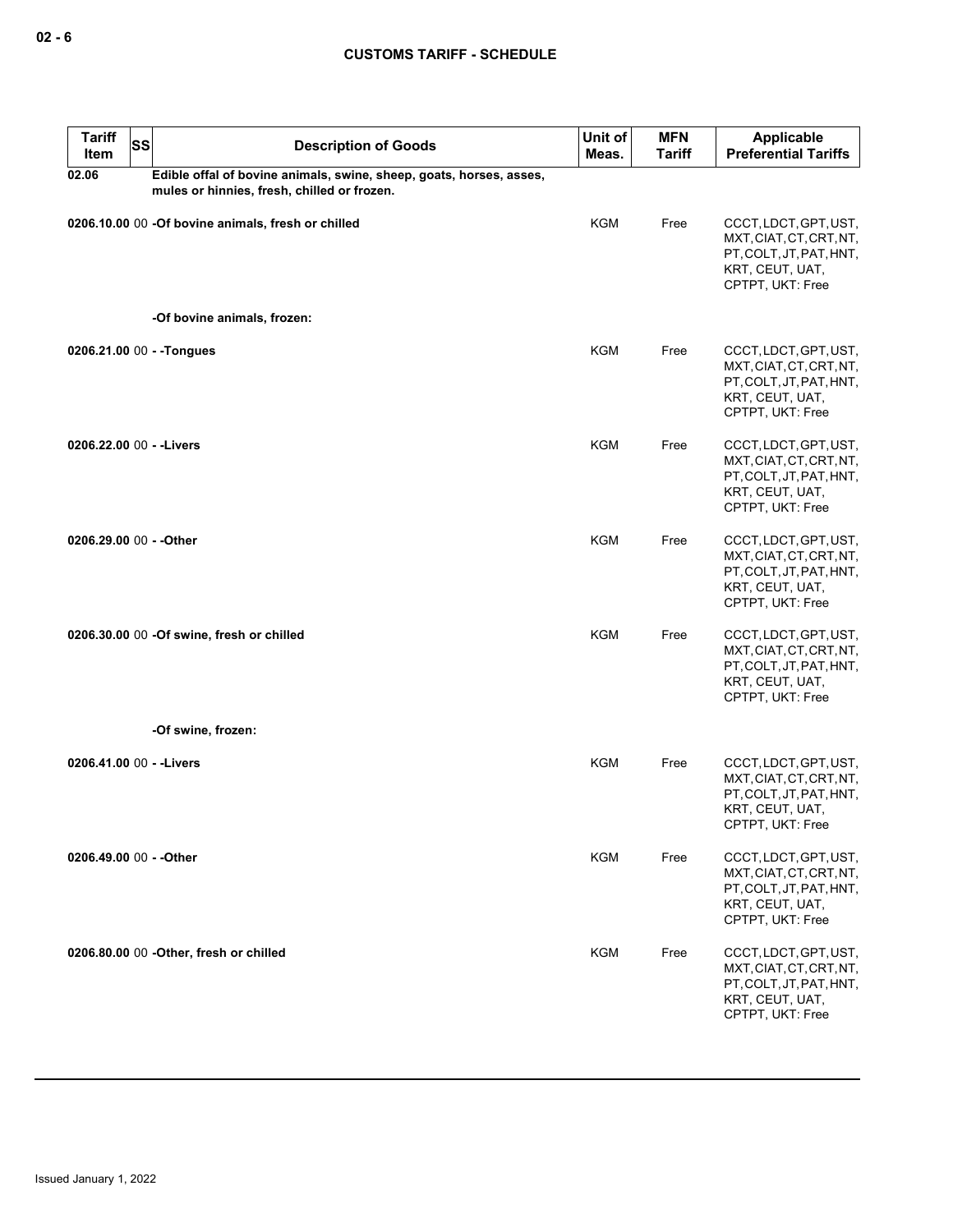## CUSTOMS TARIFF - SCHEDULE

| Tariff Item | SS | Description of Goods | Unit of Meas. | MFN Tariff | Applicable Preferential Tariffs |
|---|---|---|---|---|---|
| 02.06 | | **Edible offal of bovine animals, swine, sheep, goats, horses, asses, mules or hinnies, fresh, chilled or frozen.** | | | |
| 0206.10.00 | 00 | **-Of bovine animals, fresh or chilled** | KGM | Free | CCCT, LDCT, GPT, UST, MXT, CIAT, CT, CRT, NT, PT, COLT, JT, PAT, HNT, KRT, CEUT, UAT, CPTPT, UKT: Free |
| | | **-Of bovine animals, frozen:** | | | |
| 0206.21.00 | 00 | **- -Tongues** | KGM | Free | CCCT, LDCT, GPT, UST, MXT, CIAT, CT, CRT, NT, PT, COLT, JT, PAT, HNT, KRT, CEUT, UAT, CPTPT, UKT: Free |
| 0206.22.00 | 00 | **- -Livers** | KGM | Free | CCCT, LDCT, GPT, UST, MXT, CIAT, CT, CRT, NT, PT, COLT, JT, PAT, HNT, KRT, CEUT, UAT, CPTPT, UKT: Free |
| 0206.29.00 | 00 | **- -Other** | KGM | Free | CCCT, LDCT, GPT, UST, MXT, CIAT, CT, CRT, NT, PT, COLT, JT, PAT, HNT, KRT, CEUT, UAT, CPTPT, UKT: Free |
| 0206.30.00 | 00 | **-Of swine, fresh or chilled** | KGM | Free | CCCT, LDCT, GPT, UST, MXT, CIAT, CT, CRT, NT, PT, COLT, JT, PAT, HNT, KRT, CEUT, UAT, CPTPT, UKT: Free |
| | | **-Of swine, frozen:** | | | |
| 0206.41.00 | 00 | **- -Livers** | KGM | Free | CCCT, LDCT, GPT, UST, MXT, CIAT, CT, CRT, NT, PT, COLT, JT, PAT, HNT, KRT, CEUT, UAT, CPTPT, UKT: Free |
| 0206.49.00 | 00 | **- -Other** | KGM | Free | CCCT, LDCT, GPT, UST, MXT, CIAT, CT, CRT, NT, PT, COLT, JT, PAT, HNT, KRT, CEUT, UAT, CPTPT, UKT: Free |
| 0206.80.00 | 00 | **-Other, fresh or chilled** | KGM | Free | CCCT, LDCT, GPT, UST, MXT, CIAT, CT, CRT, NT, PT, COLT, JT, PAT, HNT, KRT, CEUT, UAT, CPTPT, UKT: Free |

Issued January 1, 2022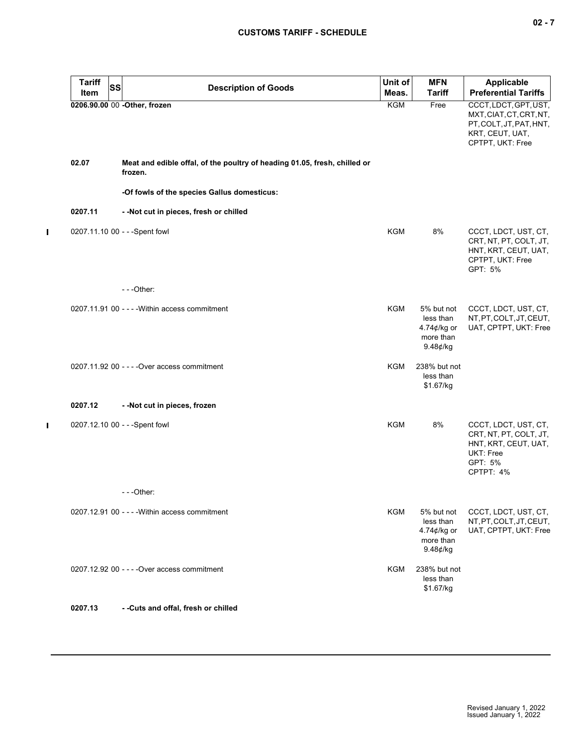| Tariff Item | SS | Description of Goods | Unit of Meas. | MFN Tariff | Applicable Preferential Tariffs |
|---|---|---|---|---|---|
| **0206.90.00** | 00 | **-Other, frozen** | KGM | Free | CCCT, LDCT, GPT, UST, MXT, CIAT, CT, CRT, NT, PT, COLT, JT, PAT, HNT, KRT, CEUT, UAT, CPTPT, UKT: Free |
| **02.07** | | **Meat and edible offal, of the poultry of heading 01.05, fresh, chilled or frozen.** | | | |
| | | **-Of fowls of the species Gallus domesticus:** | | | |
| **0207.11** | | **- -Not cut in pieces, fresh or chilled** | | | |
| 0207.11.10 | 00 | - - -Spent fowl | KGM | 8% | CCCT, LDCT, UST, CT, CRT, NT, PT, COLT, JT, HNT, KRT, CEUT, UAT, CPTPT, UKT: Free<br>GPT: 5% |
| | | - - -Other: | | | |
| 0207.11.91 | 00 | - - - -Within access commitment | KGM | 5% but not less than 4.74¢/kg or more than 9.48¢/kg | CCCT, LDCT, UST, CT, NT, PT, COLT, JT, CEUT, UAT, CPTPT, UKT: Free |
| 0207.11.92 | 00 | - - - -Over access commitment | KGM | 238% but not less than $1.67/kg | |
| **0207.12** | | **- -Not cut in pieces, frozen** | | | |
| 0207.12.10 | 00 | - - -Spent fowl | KGM | 8% | CCCT, LDCT, UST, CT, CRT, NT, PT, COLT, JT, HNT, KRT, CEUT, UAT, UKT: Free<br>GPT: 5%<br>CPTPT: 4% |
| | | - - -Other: | | | |
| 0207.12.91 | 00 | - - - -Within access commitment | KGM | 5% but not less than 4.74¢/kg or more than 9.48¢/kg | CCCT, LDCT, UST, CT, NT, PT, COLT, JT, CEUT, UAT, CPTPT, UKT: Free |
| 0207.12.92 | 00 | - - - -Over access commitment | KGM | 238% but not less than $1.67/kg | |
| **0207.13** | | **- -Cuts and offal, fresh or chilled** | | | |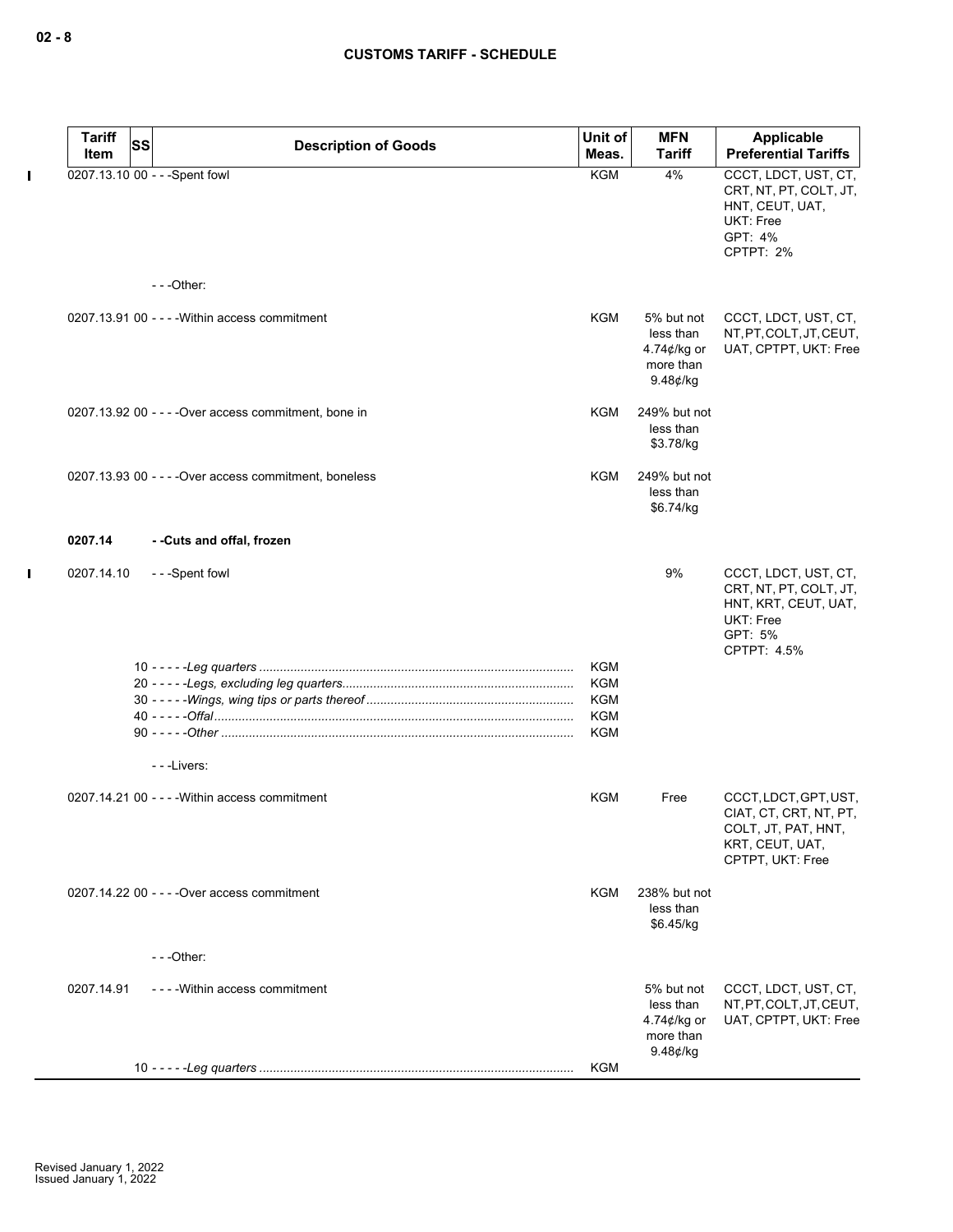| Tariff Item | SS | Description of Goods | Unit of Meas. | MFN Tariff | Applicable Preferential Tariffs |
|---|---|---|---|---|---|
| 0207.13.10 | 00 | - - -Spent fowl | KGM | 4% | CCCT, LDCT, UST, CT, CRT, NT, PT, COLT, JT, HNT, CEUT, UAT, UKT: Free<br>GPT: 4%<br>CPTPT: 2% |
| | | - - -Other: | | | |
| 0207.13.91 | 00 | - - - -Within access commitment | KGM | 5% but not less than 4.74¢/kg or more than 9.48¢/kg | CCCT, LDCT, UST, CT, NT, PT, COLT, JT, CEUT, UAT, CPTPT, UKT: Free |
| 0207.13.92 | 00 | - - - -Over access commitment, bone in | KGM | 249% but not less than $3.78/kg | |
| 0207.13.93 | 00 | - - - -Over access commitment, boneless | KGM | 249% but not less than $6.74/kg | |
| **0207.14** | | **- -Cuts and offal, frozen** | | | |
| 0207.14.10 | | - - -Spent fowl | | 9% | CCCT, LDCT, UST, CT, CRT, NT, PT, COLT, JT, HNT, KRT, CEUT, UAT, UKT: Free<br>GPT: 5%<br>CPTPT: 4.5% |
| | 10 | - - - - -*Leg quarters* | KGM | | |
| | 20 | - - - - -*Legs, excluding leg quarters* | KGM | | |
| | 30 | - - - - -*Wings, wing tips or parts thereof* | KGM | | |
| | 40 | - - - - -*Offal* | KGM | | |
| | 90 | - - - - -*Other* | KGM | | |
| | | - - -Livers: | | | |
| 0207.14.21 | 00 | - - - -Within access commitment | KGM | Free | CCCT, LDCT, GPT, UST, CIAT, CT, CRT, NT, PT, COLT, JT, PAT, HNT, KRT, CEUT, UAT, CPTPT, UKT: Free |
| 0207.14.22 | 00 | - - - -Over access commitment | KGM | 238% but not less than $6.45/kg | |
| | | - - -Other: | | | |
| 0207.14.91 | | - - - -Within access commitment | | 5% but not less than 4.74¢/kg or more than 9.48¢/kg | CCCT, LDCT, UST, CT, NT, PT, COLT, JT, CEUT, UAT, CPTPT, UKT: Free |
| | 10 | - - - - -*Leg quarters* | KGM | | |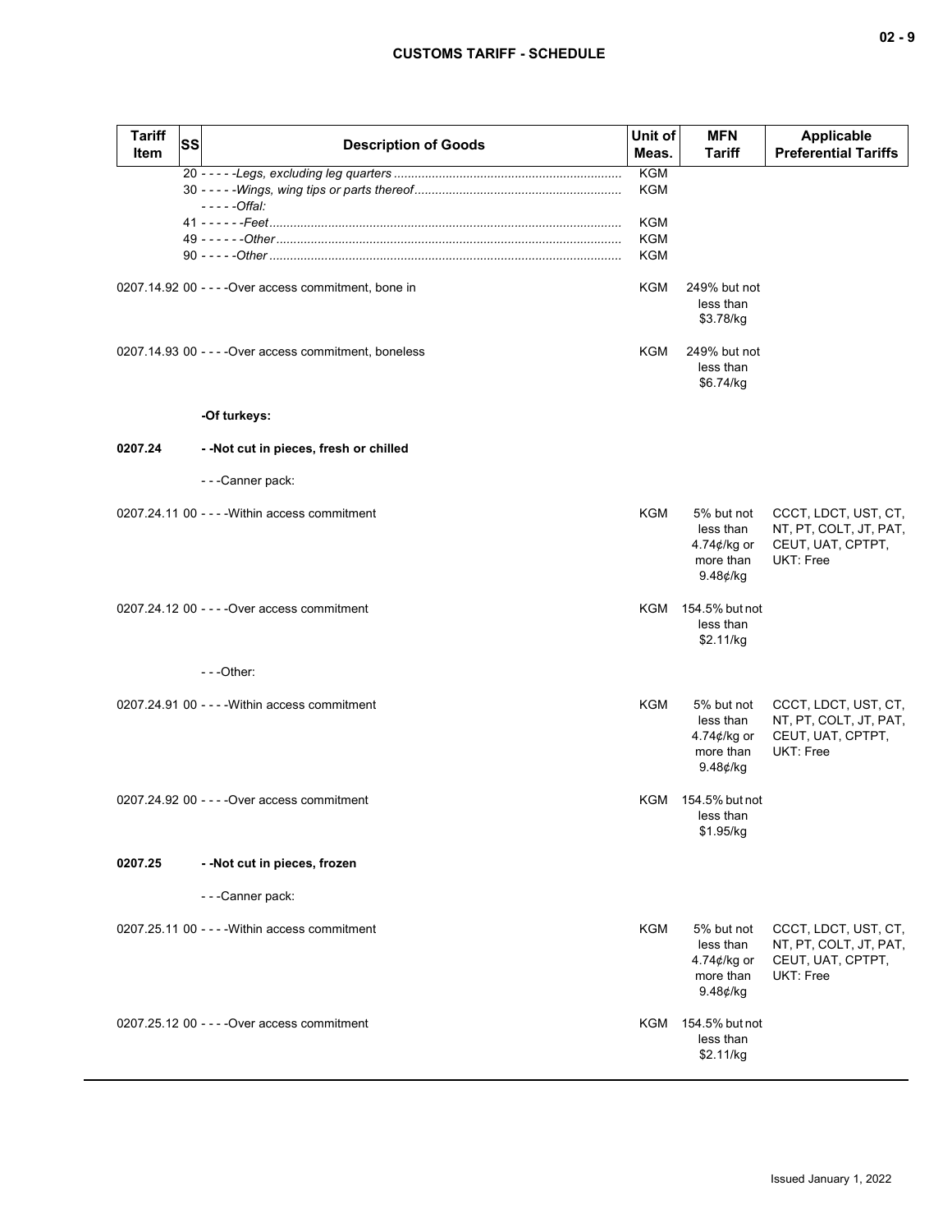| Tariff Item | SS | Description of Goods | Unit of Meas. | MFN Tariff | Applicable Preferential Tariffs |
|---|---|---|---|---|---|
| | | 20 - - - - -*Legs, excluding leg quarters* | KGM | | |
| | | 30 - - - - -*Wings, wing tips or parts thereof* | KGM | | |
| | | - - - - -*Offal:* | | | |
| | | 41 - - - - - -*Feet* | KGM | | |
| | | 49 - - - - - -*Other* | KGM | | |
| | | 90 - - - - -*Other* | KGM | | |
| 0207.14.92 | 00 | - - - -Over access commitment, bone in | KGM | 249% but not less than $3.78/kg | |
| 0207.14.93 | 00 | - - - -Over access commitment, boneless | KGM | 249% but not less than $6.74/kg | |
| | | **-Of turkeys:** | | | |
| **0207.24** | | **- -Not cut in pieces, fresh or chilled** | | | |
| | | - - -Canner pack: | | | |
| 0207.24.11 | 00 | - - - -Within access commitment | KGM | 5% but not less than 4.74¢/kg or more than 9.48¢/kg | CCCT, LDCT, UST, CT, NT, PT, COLT, JT, PAT, CEUT, UAT, CPTPT, UKT: Free |
| 0207.24.12 | 00 | - - - -Over access commitment | KGM | 154.5% but not less than $2.11/kg | |
| | | - - -Other: | | | |
| 0207.24.91 | 00 | - - - -Within access commitment | KGM | 5% but not less than 4.74¢/kg or more than 9.48¢/kg | CCCT, LDCT, UST, CT, NT, PT, COLT, JT, PAT, CEUT, UAT, CPTPT, UKT: Free |
| 0207.24.92 | 00 | - - - -Over access commitment | KGM | 154.5% but not less than $1.95/kg | |
| **0207.25** | | **- -Not cut in pieces, frozen** | | | |
| | | - - -Canner pack: | | | |
| 0207.25.11 | 00 | - - - -Within access commitment | KGM | 5% but not less than 4.74¢/kg or more than 9.48¢/kg | CCCT, LDCT, UST, CT, NT, PT, COLT, JT, PAT, CEUT, UAT, CPTPT, UKT: Free |
| 0207.25.12 | 00 | - - - -Over access commitment | KGM | 154.5% but not less than $2.11/kg | |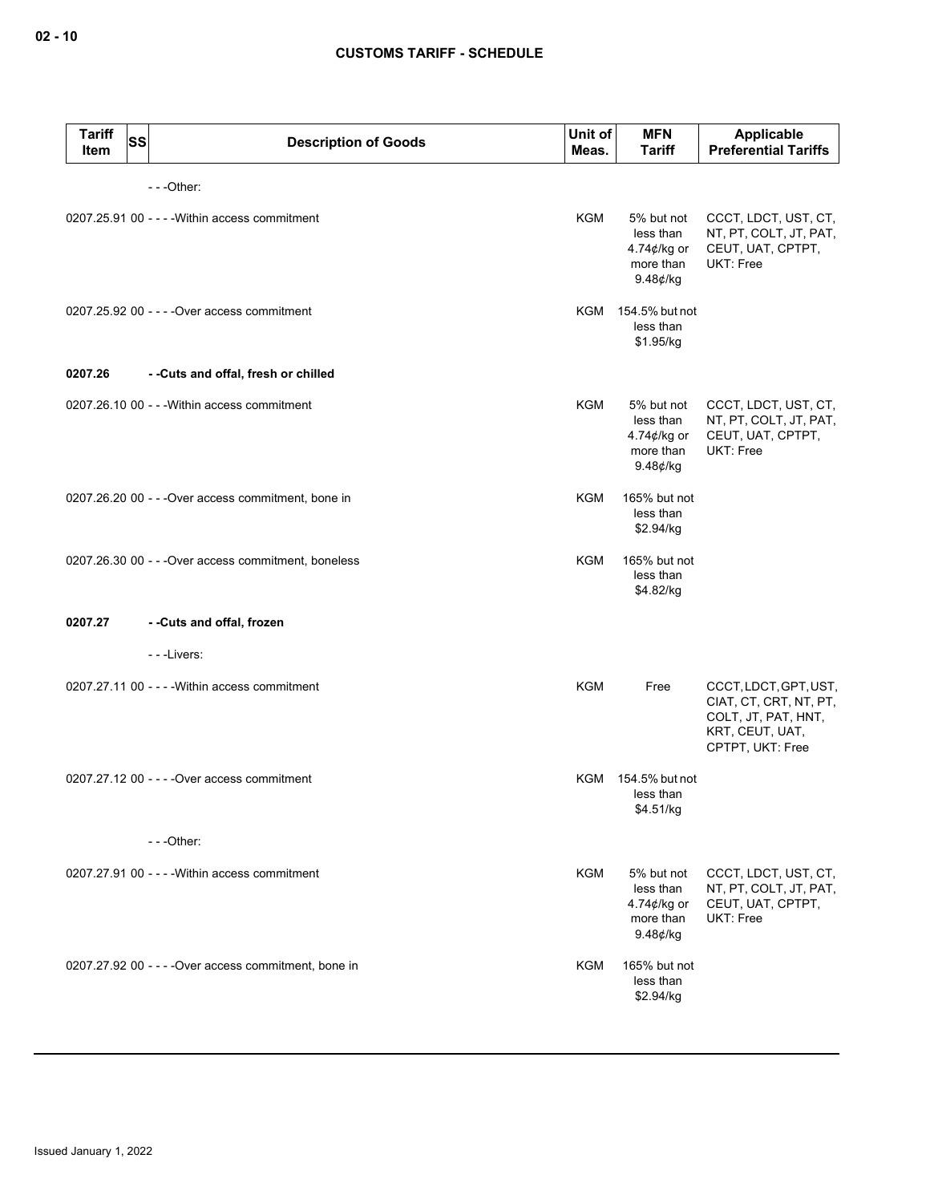| Tariff Item | SS | Description of Goods | Unit of Meas. | MFN Tariff | Applicable Preferential Tariffs |
|---|---|---|---|---|---|
| | | - - -Other: | | | |
| 0207.25.91 | 00 | - - - -Within access commitment | KGM | 5% but not less than 4.74¢/kg or more than 9.48¢/kg | CCCT, LDCT, UST, CT, NT, PT, COLT, JT, PAT, CEUT, UAT, CPTPT, UKT: Free |
| 0207.25.92 | 00 | - - - -Over access commitment | KGM | 154.5% but not less than $1.95/kg | |
| **0207.26** | | **- -Cuts and offal, fresh or chilled** | | | |
| 0207.26.10 | 00 | - - -Within access commitment | KGM | 5% but not less than 4.74¢/kg or more than 9.48¢/kg | CCCT, LDCT, UST, CT, NT, PT, COLT, JT, PAT, CEUT, UAT, CPTPT, UKT: Free |
| 0207.26.20 | 00 | - - -Over access commitment, bone in | KGM | 165% but not less than $2.94/kg | |
| 0207.26.30 | 00 | - - -Over access commitment, boneless | KGM | 165% but not less than $4.82/kg | |
| **0207.27** | | **- -Cuts and offal, frozen** | | | |
| | | - - -Livers: | | | |
| 0207.27.11 | 00 | - - - -Within access commitment | KGM | Free | CCCT, LDCT, GPT, UST, CIAT, CT, CRT, NT, PT, COLT, JT, PAT, HNT, KRT, CEUT, UAT, CPTPT, UKT: Free |
| 0207.27.12 | 00 | - - - -Over access commitment | KGM | 154.5% but not less than $4.51/kg | |
| | | - - -Other: | | | |
| 0207.27.91 | 00 | - - - -Within access commitment | KGM | 5% but not less than 4.74¢/kg or more than 9.48¢/kg | CCCT, LDCT, UST, CT, NT, PT, COLT, JT, PAT, CEUT, UAT, CPTPT, UKT: Free |
| 0207.27.92 | 00 | - - - -Over access commitment, bone in | KGM | 165% but not less than $2.94/kg | |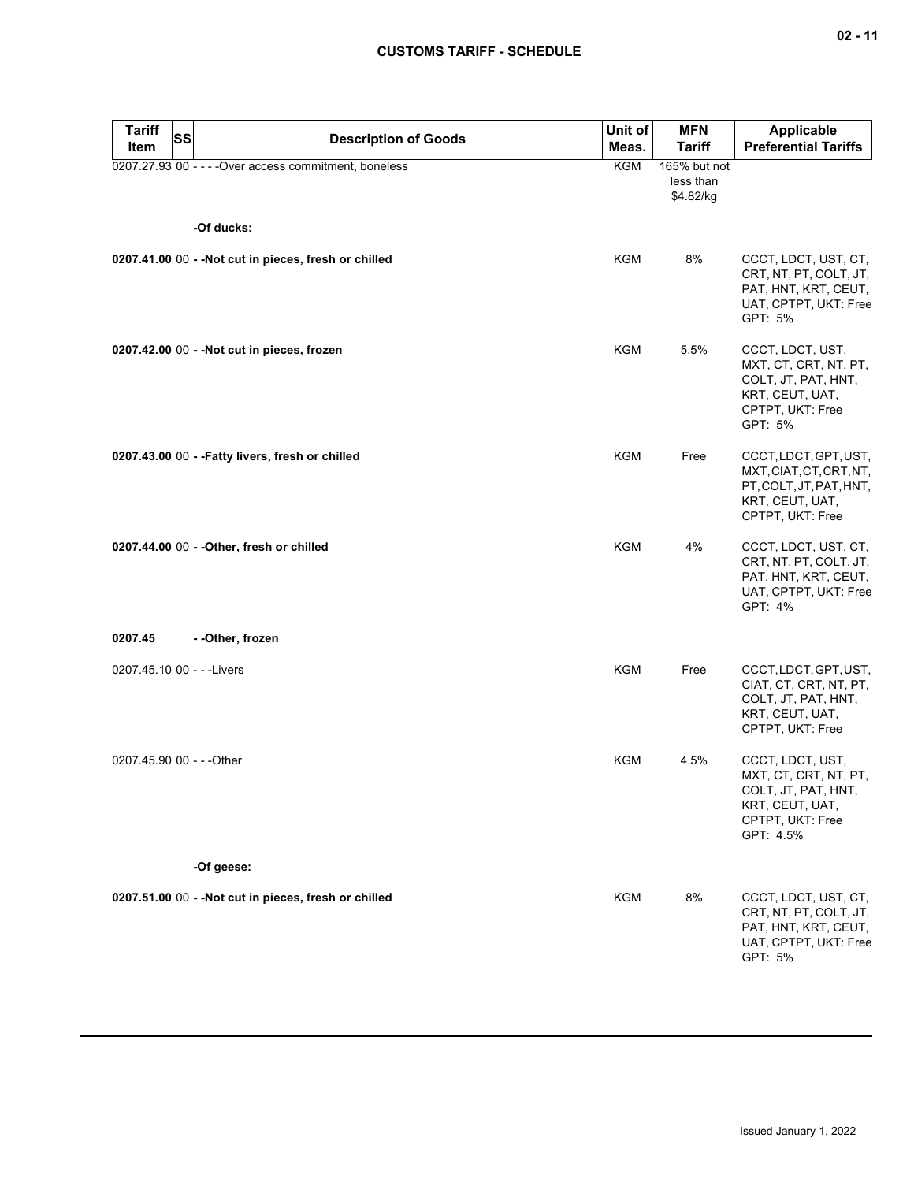| Tariff Item | SS | Description of Goods | Unit of Meas. | MFN Tariff | Applicable Preferential Tariffs |
|---|---|---|---|---|---|
| 0207.27.93 | 00 | - - - -Over access commitment, boneless | KGM | 165% but not less than $4.82/kg | |
| | | **-Of ducks:** | | | |
| **0207.41.00** | 00 | **- -Not cut in pieces, fresh or chilled** | KGM | 8% | CCCT, LDCT, UST, CT, CRT, NT, PT, COLT, JT, PAT, HNT, KRT, CEUT, UAT, CPTPT, UKT: Free<br>GPT: 5% |
| **0207.42.00** | 00 | **- -Not cut in pieces, frozen** | KGM | 5.5% | CCCT, LDCT, UST, MXT, CT, CRT, NT, PT, COLT, JT, PAT, HNT, KRT, CEUT, UAT, CPTPT, UKT: Free<br>GPT: 5% |
| **0207.43.00** | 00 | **- -Fatty livers, fresh or chilled** | KGM | Free | CCCT, LDCT, GPT, UST, MXT, CIAT, CT, CRT, NT, PT, COLT, JT, PAT, HNT, KRT, CEUT, UAT, CPTPT, UKT: Free |
| **0207.44.00** | 00 | **- -Other, fresh or chilled** | KGM | 4% | CCCT, LDCT, UST, CT, CRT, NT, PT, COLT, JT, PAT, HNT, KRT, CEUT, UAT, CPTPT, UKT: Free<br>GPT: 4% |
| **0207.45** | | **- -Other, frozen** | | | |
| 0207.45.10 | 00 | - - -Livers | KGM | Free | CCCT, LDCT, GPT, UST, CIAT, CT, CRT, NT, PT, COLT, JT, PAT, HNT, KRT, CEUT, UAT, CPTPT, UKT: Free |
| 0207.45.90 | 00 | - - -Other | KGM | 4.5% | CCCT, LDCT, UST, MXT, CT, CRT, NT, PT, COLT, JT, PAT, HNT, KRT, CEUT, UAT, CPTPT, UKT: Free<br>GPT: 4.5% |
| | | **-Of geese:** | | | |
| **0207.51.00** | 00 | **- -Not cut in pieces, fresh or chilled** | KGM | 8% | CCCT, LDCT, UST, CT, CRT, NT, PT, COLT, JT, PAT, HNT, KRT, CEUT, UAT, CPTPT, UKT: Free<br>GPT: 5% |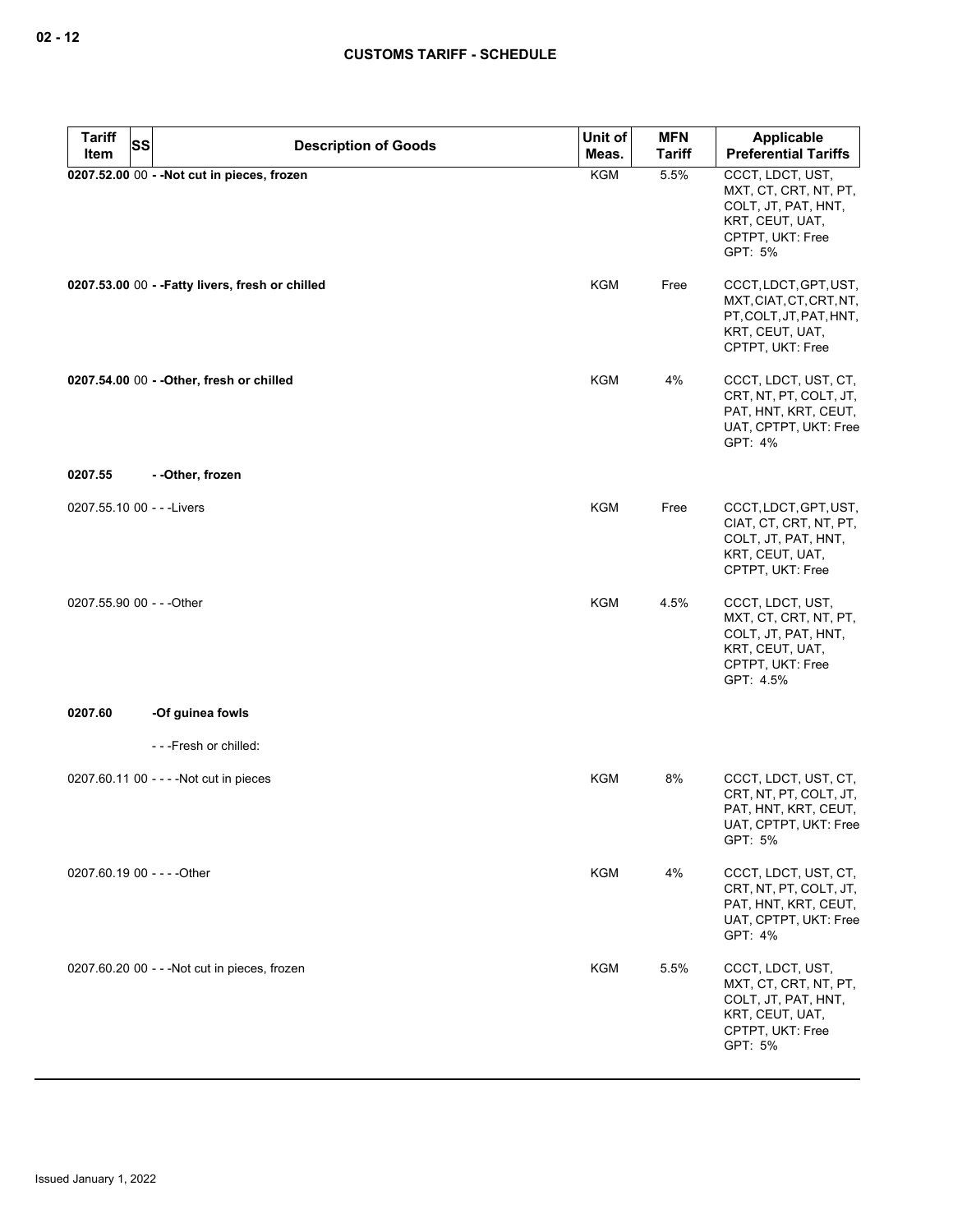| Tariff Item | SS | Description of Goods | Unit of Meas. | MFN Tariff | Applicable Preferential Tariffs |
|---|---|---|---|---|---|
| **0207.52.00** | 00 | **- -Not cut in pieces, frozen** | KGM | 5.5% | CCCT, LDCT, UST, MXT, CT, CRT, NT, PT, COLT, JT, PAT, HNT, KRT, CEUT, UAT, CPTPT, UKT: Free<br>GPT: 5% |
| **0207.53.00** | 00 | **- -Fatty livers, fresh or chilled** | KGM | Free | CCCT, LDCT, GPT, UST, MXT, CIAT, CT, CRT, NT, PT, COLT, JT, PAT, HNT, KRT, CEUT, UAT, CPTPT, UKT: Free |
| **0207.54.00** | 00 | **- -Other, fresh or chilled** | KGM | 4% | CCCT, LDCT, UST, CT, CRT, NT, PT, COLT, JT, PAT, HNT, KRT, CEUT, UAT, CPTPT, UKT: Free<br>GPT: 4% |
| **0207.55** | | **- -Other, frozen** | | | |
| 0207.55.10 | 00 | - - -Livers | KGM | Free | CCCT, LDCT, GPT, UST, CIAT, CT, CRT, NT, PT, COLT, JT, PAT, HNT, KRT, CEUT, UAT, CPTPT, UKT: Free |
| 0207.55.90 | 00 | - - -Other | KGM | 4.5% | CCCT, LDCT, UST, MXT, CT, CRT, NT, PT, COLT, JT, PAT, HNT, KRT, CEUT, UAT, CPTPT, UKT: Free<br>GPT: 4.5% |
| **0207.60** | | **-Of guinea fowls** | | | |
| | | - - -Fresh or chilled: | | | |
| 0207.60.11 | 00 | - - - -Not cut in pieces | KGM | 8% | CCCT, LDCT, UST, CT, CRT, NT, PT, COLT, JT, PAT, HNT, KRT, CEUT, UAT, CPTPT, UKT: Free<br>GPT: 5% |
| 0207.60.19 | 00 | - - - -Other | KGM | 4% | CCCT, LDCT, UST, CT, CRT, NT, PT, COLT, JT, PAT, HNT, KRT, CEUT, UAT, CPTPT, UKT: Free<br>GPT: 4% |
| 0207.60.20 | 00 | - - -Not cut in pieces, frozen | KGM | 5.5% | CCCT, LDCT, UST, MXT, CT, CRT, NT, PT, COLT, JT, PAT, HNT, KRT, CEUT, UAT, CPTPT, UKT: Free<br>GPT: 5% |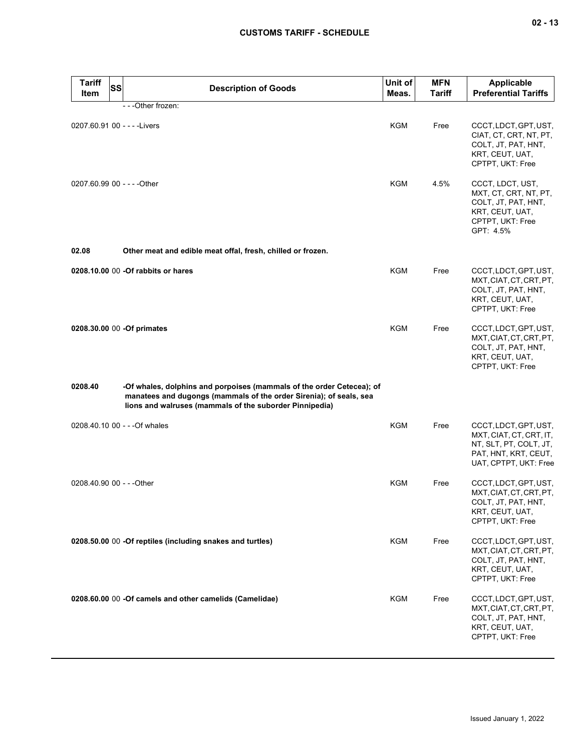| Tariff Item | SS | Description of Goods | Unit of Meas. | MFN Tariff | Applicable Preferential Tariffs |
|---|---|---|---|---|---|
| | | - - -Other frozen: | | | |
| 0207.60.91 | 00 | - - - -Livers | KGM | Free | CCCT, LDCT, GPT, UST, CIAT, CT, CRT, NT, PT, COLT, JT, PAT, HNT, KRT, CEUT, UAT, CPTPT, UKT: Free |
| 0207.60.99 | 00 | - - - -Other | KGM | 4.5% | CCCT, LDCT, UST, MXT, CT, CRT, NT, PT, COLT, JT, PAT, HNT, KRT, CEUT, UAT, CPTPT, UKT: Free<br>GPT: 4.5% |
| **02.08** | | **Other meat and edible meat offal, fresh, chilled or frozen.** | | | |
| **0208.10.00** | 00 | **-Of rabbits or hares** | KGM | Free | CCCT, LDCT, GPT, UST, MXT, CIAT, CT, CRT, PT, COLT, JT, PAT, HNT, KRT, CEUT, UAT, CPTPT, UKT: Free |
| **0208.30.00** | 00 | **-Of primates** | KGM | Free | CCCT, LDCT, GPT, UST, MXT, CIAT, CT, CRT, PT, COLT, JT, PAT, HNT, KRT, CEUT, UAT, CPTPT, UKT: Free |
| **0208.40** | | **-Of whales, dolphins and porpoises (mammals of the order Cetecea); of manatees and dugongs (mammals of the order Sirenia); of seals, sea lions and walruses (mammals of the suborder Pinnipedia)** | | | |
| 0208.40.10 | 00 | - - -Of whales | KGM | Free | CCCT, LDCT, GPT, UST, MXT, CIAT, CT, CRT, IT, NT, SLT, PT, COLT, JT, PAT, HNT, KRT, CEUT, UAT, CPTPT, UKT: Free |
| 0208.40.90 | 00 | - - -Other | KGM | Free | CCCT, LDCT, GPT, UST, MXT, CIAT, CT, CRT, PT, COLT, JT, PAT, HNT, KRT, CEUT, UAT, CPTPT, UKT: Free |
| **0208.50.00** | 00 | **-Of reptiles (including snakes and turtles)** | KGM | Free | CCCT, LDCT, GPT, UST, MXT, CIAT, CT, CRT, PT, COLT, JT, PAT, HNT, KRT, CEUT, UAT, CPTPT, UKT: Free |
| **0208.60.00** | 00 | **-Of camels and other camelids (Camelidae)** | KGM | Free | CCCT, LDCT, GPT, UST, MXT, CIAT, CT, CRT, PT, COLT, JT, PAT, HNT, KRT, CEUT, UAT, CPTPT, UKT: Free |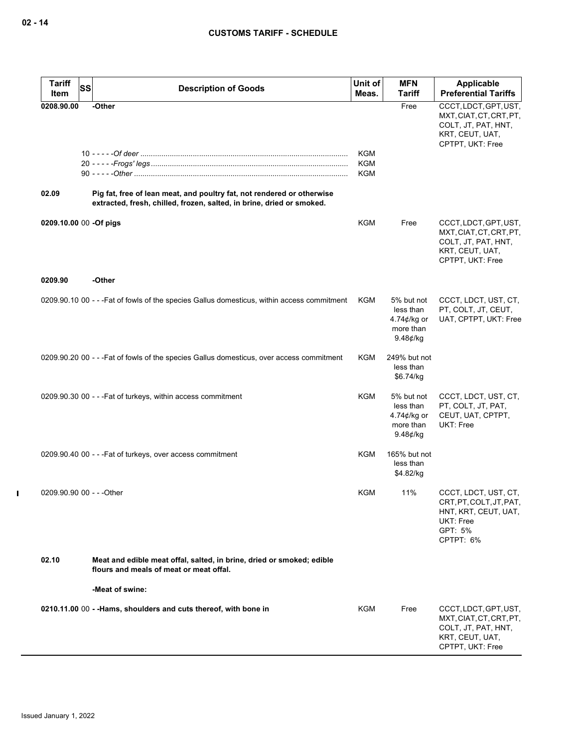## CUSTOMS TARIFF - SCHEDULE

| Tariff Item | SS | Description of Goods | Unit of Meas. | MFN Tariff | Applicable Preferential Tariffs |
|---|---|---|---|---|---|
| **0208.90.00** | | **-Other** | | Free | CCCT, LDCT, GPT, UST, MXT, CIAT, CT, CRT, PT, COLT, JT, PAT, HNT, KRT, CEUT, UAT, CPTPT, UKT: Free |
| | 10 | - - - - -*Of deer* | KGM | | |
| | 20 | - - - - -*Frogs' legs* | KGM | | |
| | 90 | - - - - -*Other* | KGM | | |
| **02.09** | | **Pig fat, free of lean meat, and poultry fat, not rendered or otherwise extracted, fresh, chilled, frozen, salted, in brine, dried or smoked.** | | | |
| **0209.10.00** | 00 | **-Of pigs** | KGM | Free | CCCT, LDCT, GPT, UST, MXT, CIAT, CT, CRT, PT, COLT, JT, PAT, HNT, KRT, CEUT, UAT, CPTPT, UKT: Free |
| **0209.90** | | **-Other** | | | |
| 0209.90.10 | 00 | - - -Fat of fowls of the species Gallus domesticus, within access commitment | KGM | 5% but not less than 4.74¢/kg or more than 9.48¢/kg | CCCT, LDCT, UST, CT, PT, COLT, JT, CEUT, UAT, CPTPT, UKT: Free |
| 0209.90.20 | 00 | - - -Fat of fowls of the species Gallus domesticus, over access commitment | KGM | 249% but not less than $6.74/kg | |
| 0209.90.30 | 00 | - - -Fat of turkeys, within access commitment | KGM | 5% but not less than 4.74¢/kg or more than 9.48¢/kg | CCCT, LDCT, UST, CT, PT, COLT, JT, PAT, CEUT, UAT, CPTPT, UKT: Free |
| 0209.90.40 | 00 | - - -Fat of turkeys, over access commitment | KGM | 165% but not less than $4.82/kg | |
| 0209.90.90 | 00 | - - -Other | KGM | 11% | CCCT, LDCT, UST, CT, CRT, PT, COLT, JT, PAT, HNT, KRT, CEUT, UAT, UKT: Free<br>GPT: 5%<br>CPTPT: 6% |
| **02.10** | | **Meat and edible meat offal, salted, in brine, dried or smoked; edible flours and meals of meat or meat offal.** | | | |
| | | **-Meat of swine:** | | | |
| **0210.11.00** | 00 | **- -Hams, shoulders and cuts thereof, with bone in** | KGM | Free | CCCT, LDCT, GPT, UST, MXT, CIAT, CT, CRT, PT, COLT, JT, PAT, HNT, KRT, CEUT, UAT, CPTPT, UKT: Free |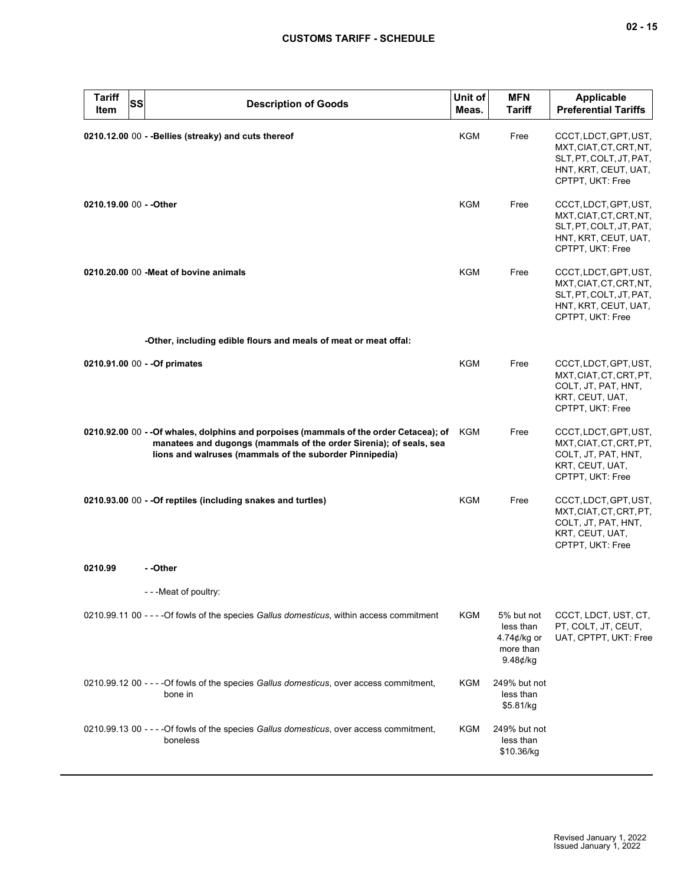| Tariff Item | SS | Description of Goods | Unit of Meas. | MFN Tariff | Applicable Preferential Tariffs |
|---|---|---|---|---|---|
| **0210.12.00** | 00 | **- -Bellies (streaky) and cuts thereof** | KGM | Free | CCCT, LDCT, GPT, UST, MXT, CIAT, CT, CRT, NT, SLT, PT, COLT, JT, PAT, HNT, KRT, CEUT, UAT, CPTPT, UKT: Free |
| **0210.19.00** | 00 | **- -Other** | KGM | Free | CCCT, LDCT, GPT, UST, MXT, CIAT, CT, CRT, NT, SLT, PT, COLT, JT, PAT, HNT, KRT, CEUT, UAT, CPTPT, UKT: Free |
| **0210.20.00** | 00 | **-Meat of bovine animals** | KGM | Free | CCCT, LDCT, GPT, UST, MXT, CIAT, CT, CRT, NT, SLT, PT, COLT, JT, PAT, HNT, KRT, CEUT, UAT, CPTPT, UKT: Free |
| | | **-Other, including edible flours and meals of meat or meat offal:** | | | |
| **0210.91.00** | 00 | **- -Of primates** | KGM | Free | CCCT, LDCT, GPT, UST, MXT, CIAT, CT, CRT, PT, COLT, JT, PAT, HNT, KRT, CEUT, UAT, CPTPT, UKT: Free |
| **0210.92.00** | 00 | **- -Of whales, dolphins and porpoises (mammals of the order Cetacea); of manatees and dugongs (mammals of the order Sirenia); of seals, sea lions and walruses (mammals of the suborder Pinnipedia)** | KGM | Free | CCCT, LDCT, GPT, UST, MXT, CIAT, CT, CRT, PT, COLT, JT, PAT, HNT, KRT, CEUT, UAT, CPTPT, UKT: Free |
| **0210.93.00** | 00 | **- -Of reptiles (including snakes and turtles)** | KGM | Free | CCCT, LDCT, GPT, UST, MXT, CIAT, CT, CRT, PT, COLT, JT, PAT, HNT, KRT, CEUT, UAT, CPTPT, UKT: Free |
| **0210.99** | | **- -Other** | | | |
| | | - - -Meat of poultry: | | | |
| 0210.99.11 | 00 | - - - -Of fowls of the species *Gallus domesticus*, within access commitment | KGM | 5% but not less than 4.74¢/kg or more than 9.48¢/kg | CCCT, LDCT, UST, CT, PT, COLT, JT, CEUT, UAT, CPTPT, UKT: Free |
| 0210.99.12 | 00 | - - - -Of fowls of the species *Gallus domesticus*, over access commitment, bone in | KGM | 249% but not less than $5.81/kg | |
| 0210.99.13 | 00 | - - - -Of fowls of the species *Gallus domesticus*, over access commitment, boneless | KGM | 249% but not less than $10.36/kg | |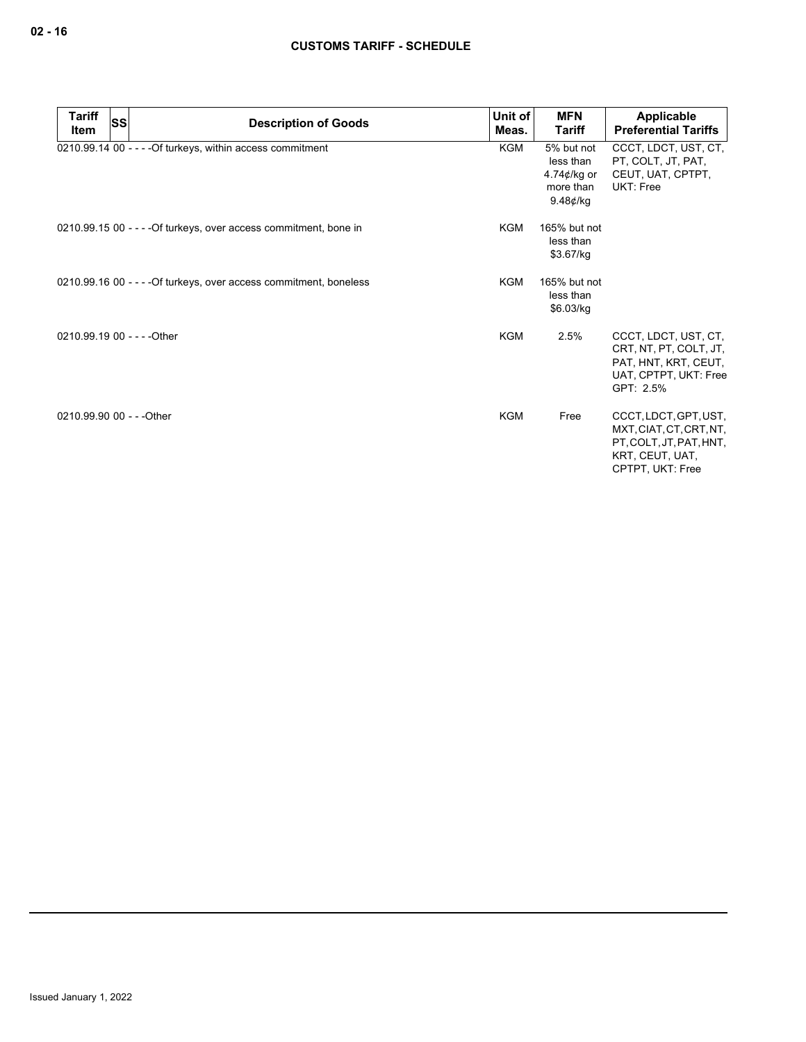| Tariff Item | SS | Description of Goods | Unit of Meas. | MFN Tariff | Applicable Preferential Tariffs |
|---|---|---|---|---|---|
| 0210.99.14 | 00 | - - - -Of turkeys, within access commitment | KGM | 5% but not less than 4.74¢/kg or more than 9.48¢/kg | CCCT, LDCT, UST, CT, PT, COLT, JT, PAT, CEUT, UAT, CPTPT, UKT: Free |
| 0210.99.15 | 00 | - - - -Of turkeys, over access commitment, bone in | KGM | 165% but not less than $3.67/kg | |
| 0210.99.16 | 00 | - - - -Of turkeys, over access commitment, boneless | KGM | 165% but not less than $6.03/kg | |
| 0210.99.19 | 00 | - - - -Other | KGM | 2.5% | CCCT, LDCT, UST, CT, CRT, NT, PT, COLT, JT, PAT, HNT, KRT, CEUT, UAT, CPTPT, UKT: Free<br>GPT: 2.5% |
| 0210.99.90 | 00 | - - -Other | KGM | Free | CCCT, LDCT, GPT, UST, MXT, CIAT, CT, CRT, NT, PT, COLT, JT, PAT, HNT, KRT, CEUT, UAT, CPTPT, UKT: Free |